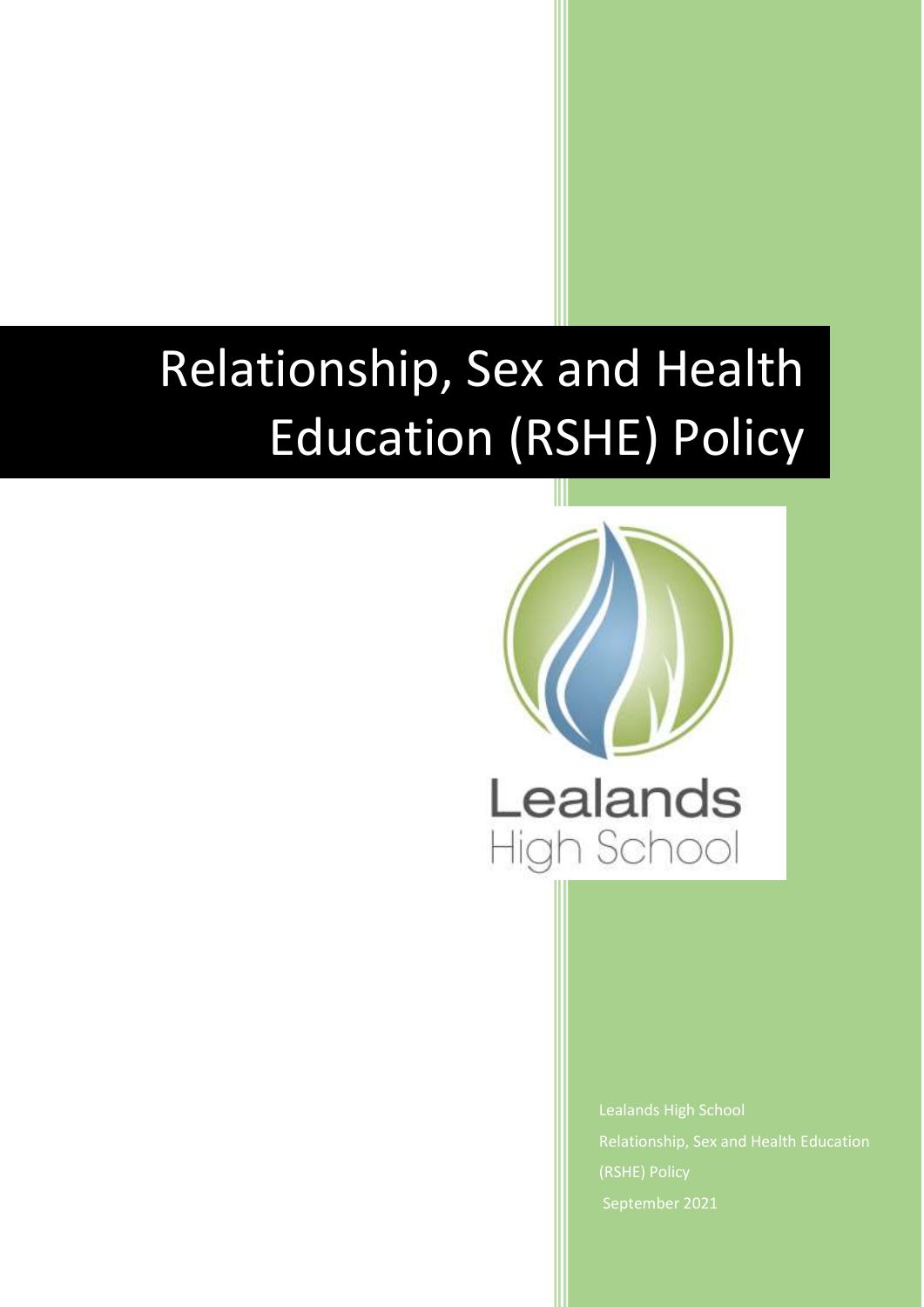# Relationship, Sex and Health Education (RSHE) Policy

Lealands High School

Lealands High School

Relationship, Sex and Health Education (RSHE) Policy

September 2021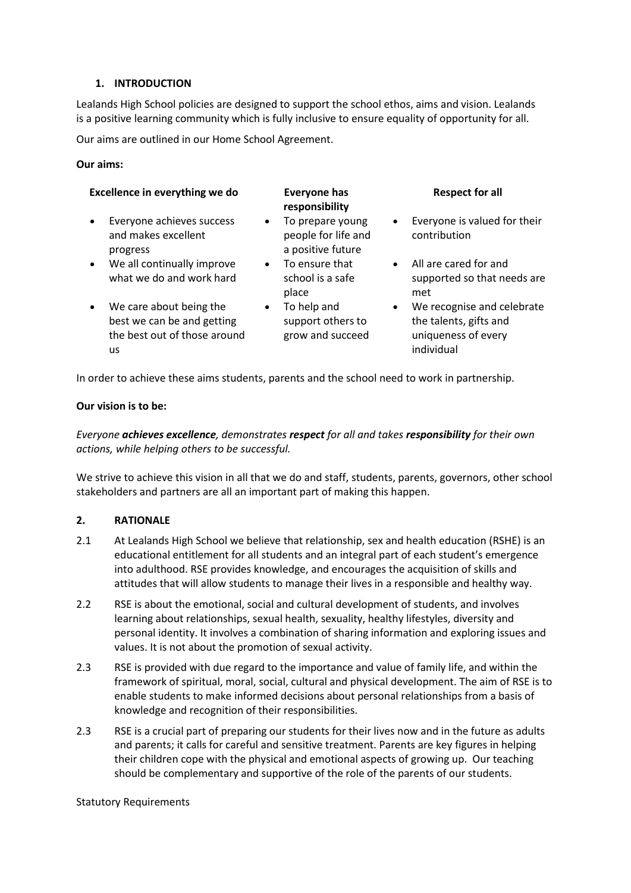## 1. INTRODUCTION

Lealands High School policies are designed to support the school ethos, aims and vision. Lealands is a positive learning community which is fully inclusive to ensure equality of opportunity for all.

Our aims are outlined in our Home School Agreement.

**Our aims:**

| **Excellence in everything we do** | **Everyone has responsibility** | **Respect for all** |
| --- | --- | --- |
| • Everyone achieves success and makes excellent progress | • To prepare young people for life and a positive future | • Everyone is valued for their contribution |
| • We all continually improve what we do and work hard | • To ensure that school is a safe place | • All are cared for and supported so that needs are met |
| • We care about being the best we can be and getting the best out of those around us | • To help and support others to grow and succeed | • We recognise and celebrate the talents, gifts and uniqueness of every individual |

In order to achieve these aims students, parents and the school need to work in partnership.

**Our vision is to be:**

*Everyone **achieves excellence**, demonstrates **respect** for all and takes **responsibility** for their own actions, while helping others to be successful.*

We strive to achieve this vision in all that we do and staff, students, parents, governors, other school stakeholders and partners are all an important part of making this happen.

## 2. RATIONALE

2.1 At Lealands High School we believe that relationship, sex and health education (RSHE) is an educational entitlement for all students and an integral part of each student's emergence into adulthood. RSE provides knowledge, and encourages the acquisition of skills and attitudes that will allow students to manage their lives in a responsible and healthy way.

2.2 RSE is about the emotional, social and cultural development of students, and involves learning about relationships, sexual health, sexuality, healthy lifestyles, diversity and personal identity. It involves a combination of sharing information and exploring issues and values. It is not about the promotion of sexual activity.

2.3 RSE is provided with due regard to the importance and value of family life, and within the framework of spiritual, moral, social, cultural and physical development. The aim of RSE is to enable students to make informed decisions about personal relationships from a basis of knowledge and recognition of their responsibilities.

2.3 RSE is a crucial part of preparing our students for their lives now and in the future as adults and parents; it calls for careful and sensitive treatment. Parents are key figures in helping their children cope with the physical and emotional aspects of growing up. Our teaching should be complementary and supportive of the role of the parents of our students.

Statutory Requirements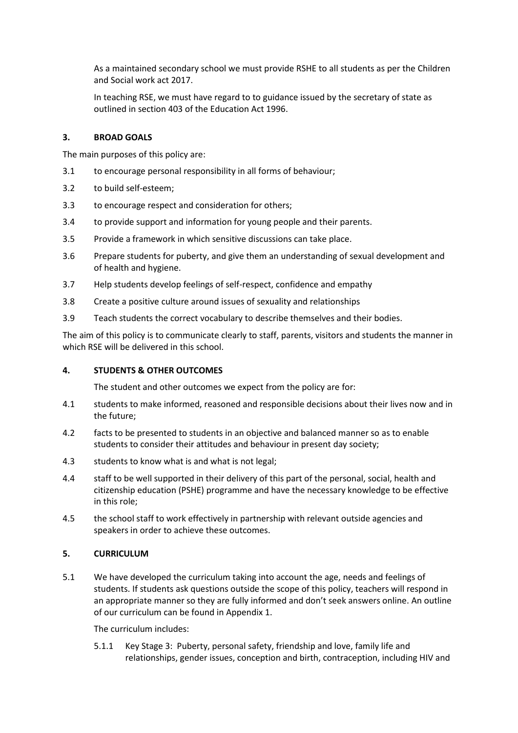As a maintained secondary school we must provide RSHE to all students as per the Children and Social work act 2017.

In teaching RSE, we must have regard to to guidance issued by the secretary of state as outlined in section 403 of the Education Act 1996.

## 3. BROAD GOALS

The main purposes of this policy are:

3.1 to encourage personal responsibility in all forms of behaviour;

3.2 to build self-esteem;

3.3 to encourage respect and consideration for others;

3.4 to provide support and information for young people and their parents.

3.5 Provide a framework in which sensitive discussions can take place.

3.6 Prepare students for puberty, and give them an understanding of sexual development and of health and hygiene.

3.7 Help students develop feelings of self-respect, confidence and empathy

3.8 Create a positive culture around issues of sexuality and relationships

3.9 Teach students the correct vocabulary to describe themselves and their bodies.

The aim of this policy is to communicate clearly to staff, parents, visitors and students the manner in which RSE will be delivered in this school.

## 4. STUDENTS & OTHER OUTCOMES

The student and other outcomes we expect from the policy are for:

4.1 students to make informed, reasoned and responsible decisions about their lives now and in the future;

4.2 facts to be presented to students in an objective and balanced manner so as to enable students to consider their attitudes and behaviour in present day society;

4.3 students to know what is and what is not legal;

4.4 staff to be well supported in their delivery of this part of the personal, social, health and citizenship education (PSHE) programme and have the necessary knowledge to be effective in this role;

4.5 the school staff to work effectively in partnership with relevant outside agencies and speakers in order to achieve these outcomes.

## 5. CURRICULUM

5.1 We have developed the curriculum taking into account the age, needs and feelings of students. If students ask questions outside the scope of this policy, teachers will respond in an appropriate manner so they are fully informed and don't seek answers online. An outline of our curriculum can be found in Appendix 1.

The curriculum includes:

5.1.1 Key Stage 3: Puberty, personal safety, friendship and love, family life and relationships, gender issues, conception and birth, contraception, including HIV and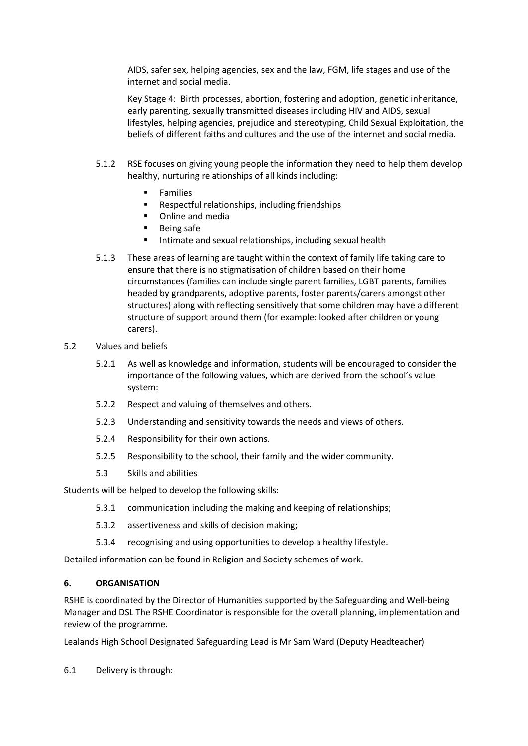AIDS, safer sex, helping agencies, sex and the law, FGM, life stages and use of the internet and social media.

Key Stage 4: Birth processes, abortion, fostering and adoption, genetic inheritance, early parenting, sexually transmitted diseases including HIV and AIDS, sexual lifestyles, helping agencies, prejudice and stereotyping, Child Sexual Exploitation, the beliefs of different faiths and cultures and the use of the internet and social media.

5.1.2 RSE focuses on giving young people the information they need to help them develop healthy, nurturing relationships of all kinds including:

- Families
- Respectful relationships, including friendships
- Online and media
- Being safe
- Intimate and sexual relationships, including sexual health

5.1.3 These areas of learning are taught within the context of family life taking care to ensure that there is no stigmatisation of children based on their home circumstances (families can include single parent families, LGBT parents, families headed by grandparents, adoptive parents, foster parents/carers amongst other structures) along with reflecting sensitively that some children may have a different structure of support around them (for example: looked after children or young carers).

5.2 Values and beliefs

5.2.1 As well as knowledge and information, students will be encouraged to consider the importance of the following values, which are derived from the school's value system:

5.2.2 Respect and valuing of themselves and others.

5.2.3 Understanding and sensitivity towards the needs and views of others.

5.2.4 Responsibility for their own actions.

5.2.5 Responsibility to the school, their family and the wider community.

5.3 Skills and abilities

Students will be helped to develop the following skills:

5.3.1 communication including the making and keeping of relationships;

5.3.2 assertiveness and skills of decision making;

5.3.4 recognising and using opportunities to develop a healthy lifestyle.

Detailed information can be found in Religion and Society schemes of work.

## 6. ORGANISATION

RSHE is coordinated by the Director of Humanities supported by the Safeguarding and Well-being Manager and DSL The RSHE Coordinator is responsible for the overall planning, implementation and review of the programme.

Lealands High School Designated Safeguarding Lead is Mr Sam Ward (Deputy Headteacher)

6.1 Delivery is through: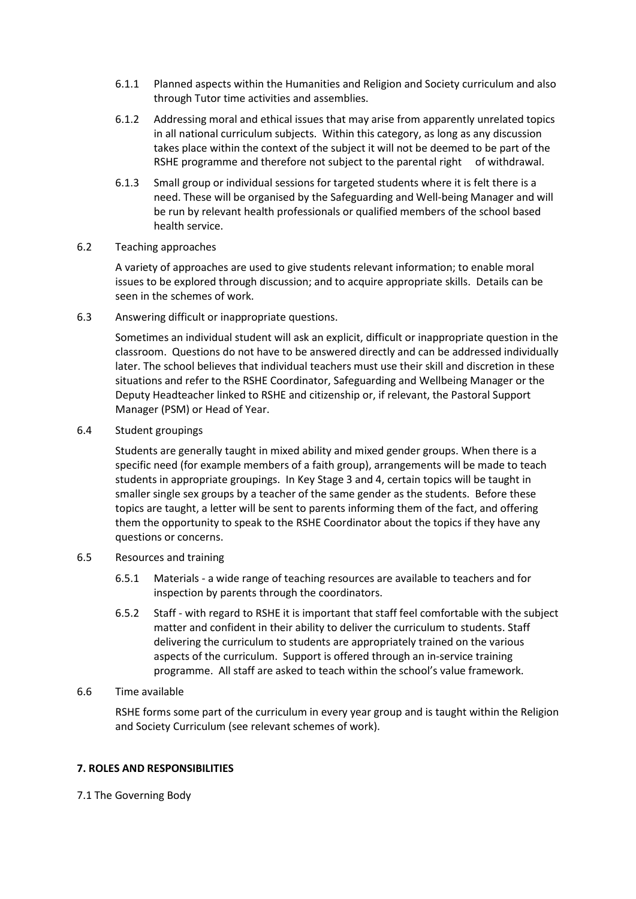6.1.1 Planned aspects within the Humanities and Religion and Society curriculum and also through Tutor time activities and assemblies.

6.1.2 Addressing moral and ethical issues that may arise from apparently unrelated topics in all national curriculum subjects. Within this category, as long as any discussion takes place within the context of the subject it will not be deemed to be part of the RSHE programme and therefore not subject to the parental right of withdrawal.

6.1.3 Small group or individual sessions for targeted students where it is felt there is a need. These will be organised by the Safeguarding and Well-being Manager and will be run by relevant health professionals or qualified members of the school based health service.

6.2 Teaching approaches

A variety of approaches are used to give students relevant information; to enable moral issues to be explored through discussion; and to acquire appropriate skills. Details can be seen in the schemes of work.

6.3 Answering difficult or inappropriate questions.

Sometimes an individual student will ask an explicit, difficult or inappropriate question in the classroom. Questions do not have to be answered directly and can be addressed individually later. The school believes that individual teachers must use their skill and discretion in these situations and refer to the RSHE Coordinator, Safeguarding and Wellbeing Manager or the Deputy Headteacher linked to RSHE and citizenship or, if relevant, the Pastoral Support Manager (PSM) or Head of Year.

6.4 Student groupings

Students are generally taught in mixed ability and mixed gender groups. When there is a specific need (for example members of a faith group), arrangements will be made to teach students in appropriate groupings. In Key Stage 3 and 4, certain topics will be taught in smaller single sex groups by a teacher of the same gender as the students. Before these topics are taught, a letter will be sent to parents informing them of the fact, and offering them the opportunity to speak to the RSHE Coordinator about the topics if they have any questions or concerns.

6.5 Resources and training

6.5.1 Materials - a wide range of teaching resources are available to teachers and for inspection by parents through the coordinators.

6.5.2 Staff - with regard to RSHE it is important that staff feel comfortable with the subject matter and confident in their ability to deliver the curriculum to students. Staff delivering the curriculum to students are appropriately trained on the various aspects of the curriculum. Support is offered through an in-service training programme. All staff are asked to teach within the school's value framework.

6.6 Time available

RSHE forms some part of the curriculum in every year group and is taught within the Religion and Society Curriculum (see relevant schemes of work).

## 7. ROLES AND RESPONSIBILITIES

7.1 The Governing Body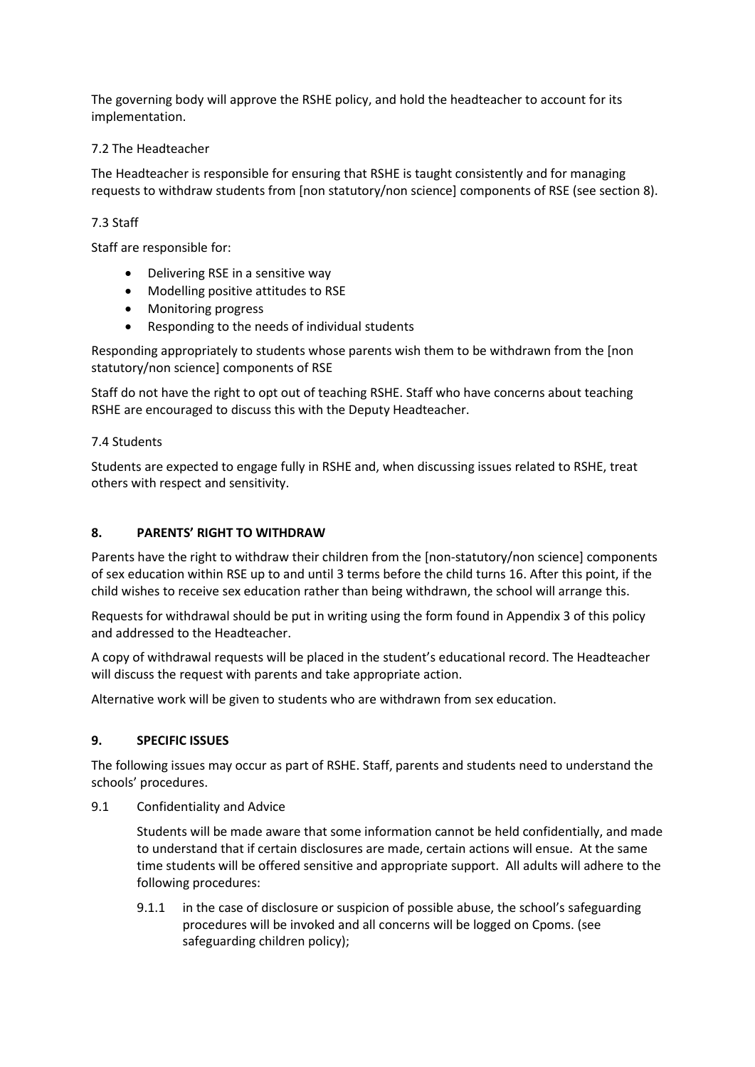The governing body will approve the RSHE policy, and hold the headteacher to account for its implementation.

### 7.2 The Headteacher

The Headteacher is responsible for ensuring that RSHE is taught consistently and for managing requests to withdraw students from [non statutory/non science] components of RSE (see section 8).

### 7.3 Staff

Staff are responsible for:

- Delivering RSE in a sensitive way
- Modelling positive attitudes to RSE
- Monitoring progress
- Responding to the needs of individual students

Responding appropriately to students whose parents wish them to be withdrawn from the [non statutory/non science] components of RSE

Staff do not have the right to opt out of teaching RSHE. Staff who have concerns about teaching RSHE are encouraged to discuss this with the Deputy Headteacher.

### 7.4 Students

Students are expected to engage fully in RSHE and, when discussing issues related to RSHE, treat others with respect and sensitivity.

## 8. PARENTS' RIGHT TO WITHDRAW

Parents have the right to withdraw their children from the [non-statutory/non science] components of sex education within RSE up to and until 3 terms before the child turns 16. After this point, if the child wishes to receive sex education rather than being withdrawn, the school will arrange this.

Requests for withdrawal should be put in writing using the form found in Appendix 3 of this policy and addressed to the Headteacher.

A copy of withdrawal requests will be placed in the student's educational record. The Headteacher will discuss the request with parents and take appropriate action.

Alternative work will be given to students who are withdrawn from sex education.

## 9. SPECIFIC ISSUES

The following issues may occur as part of RSHE. Staff, parents and students need to understand the schools' procedures.

### 9.1 Confidentiality and Advice

Students will be made aware that some information cannot be held confidentially, and made to understand that if certain disclosures are made, certain actions will ensue. At the same time students will be offered sensitive and appropriate support. All adults will adhere to the following procedures:

9.1.1 in the case of disclosure or suspicion of possible abuse, the school's safeguarding procedures will be invoked and all concerns will be logged on Cpoms. (see safeguarding children policy);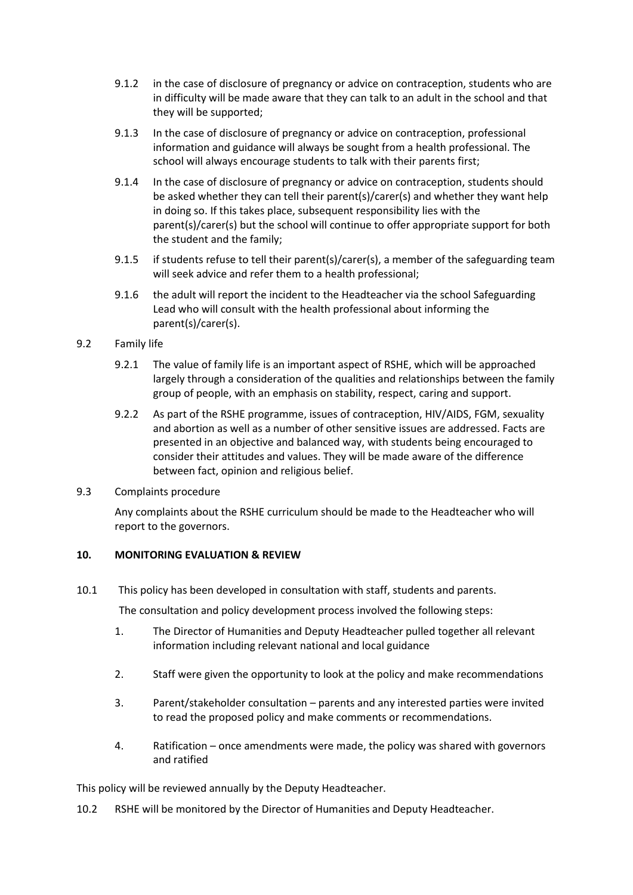9.1.2 in the case of disclosure of pregnancy or advice on contraception, students who are in difficulty will be made aware that they can talk to an adult in the school and that they will be supported;

9.1.3 In the case of disclosure of pregnancy or advice on contraception, professional information and guidance will always be sought from a health professional. The school will always encourage students to talk with their parents first;

9.1.4 In the case of disclosure of pregnancy or advice on contraception, students should be asked whether they can tell their parent(s)/carer(s) and whether they want help in doing so. If this takes place, subsequent responsibility lies with the parent(s)/carer(s) but the school will continue to offer appropriate support for both the student and the family;

9.1.5 if students refuse to tell their parent(s)/carer(s), a member of the safeguarding team will seek advice and refer them to a health professional;

9.1.6 the adult will report the incident to the Headteacher via the school Safeguarding Lead who will consult with the health professional about informing the parent(s)/carer(s).

9.2 Family life

9.2.1 The value of family life is an important aspect of RSHE, which will be approached largely through a consideration of the qualities and relationships between the family group of people, with an emphasis on stability, respect, caring and support.

9.2.2 As part of the RSHE programme, issues of contraception, HIV/AIDS, FGM, sexuality and abortion as well as a number of other sensitive issues are addressed. Facts are presented in an objective and balanced way, with students being encouraged to consider their attitudes and values. They will be made aware of the difference between fact, opinion and religious belief.

9.3 Complaints procedure

Any complaints about the RSHE curriculum should be made to the Headteacher who will report to the governors.

## 10. MONITORING EVALUATION & REVIEW

10.1 This policy has been developed in consultation with staff, students and parents.

The consultation and policy development process involved the following steps:

1. The Director of Humanities and Deputy Headteacher pulled together all relevant information including relevant national and local guidance
2. Staff were given the opportunity to look at the policy and make recommendations
3. Parent/stakeholder consultation – parents and any interested parties were invited to read the proposed policy and make comments or recommendations.
4. Ratification – once amendments were made, the policy was shared with governors and ratified

This policy will be reviewed annually by the Deputy Headteacher.

10.2 RSHE will be monitored by the Director of Humanities and Deputy Headteacher.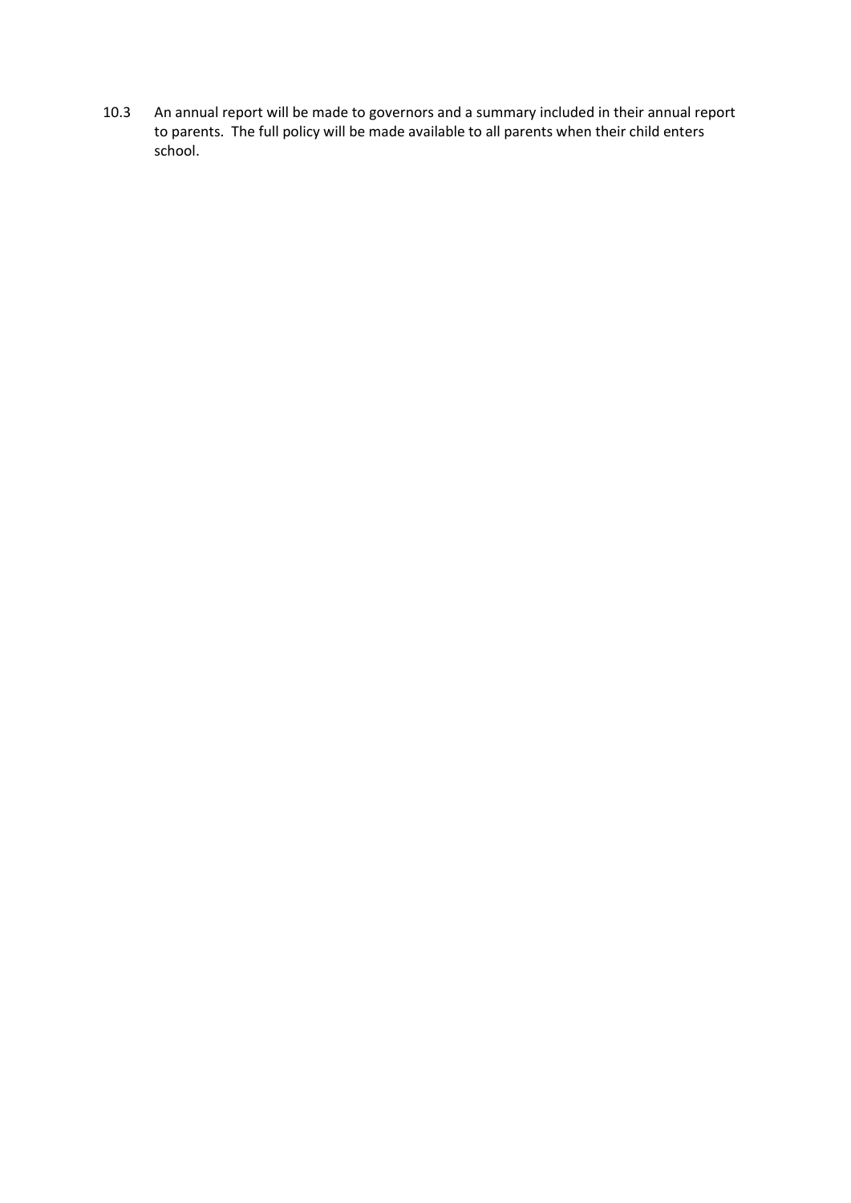10.3 An annual report will be made to governors and a summary included in their annual report to parents. The full policy will be made available to all parents when their child enters school.